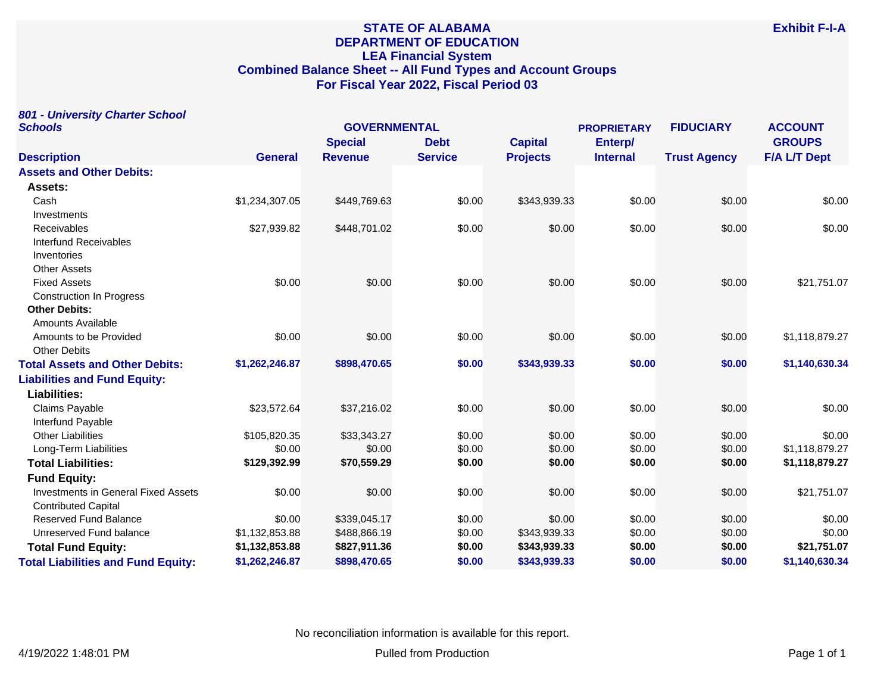# STATE OF ALABAMA
# DEPARTMENT OF EDUCATION
## LEA Financial System
## Combined Balance Sheet -- All Fund Types and Account Groups
## For Fiscal Year 2022, Fiscal Period 03

**Exhibit F-I-A**

***801 - University Charter School Schools***

| | GOVERNMENTAL | | | | PROPRIETARY | FIDUCIARY | ACCOUNT GROUPS |
|---|---|---|---|---|---|---|---|
| **Description** | **General** | **Special Revenue** | **Debt Service** | **Capital Projects** | **Enterp/ Internal** | **Trust Agency** | **F/A L/T Dept** |
| **Assets and Other Debits:** | | | | | | | |
| **Assets:** | | | | | | | |
| Cash | $1,234,307.05 | $449,769.63 | $0.00 | $343,939.33 | $0.00 | $0.00 | $0.00 |
| Investments | | | | | | | |
| Receivables | $27,939.82 | $448,701.02 | $0.00 | $0.00 | $0.00 | $0.00 | $0.00 |
| Interfund Receivables | | | | | | | |
| Inventories | | | | | | | |
| Other Assets | | | | | | | |
| Fixed Assets | $0.00 | $0.00 | $0.00 | $0.00 | $0.00 | $0.00 | $21,751.07 |
| Construction In Progress | | | | | | | |
| **Other Debits:** | | | | | | | |
| Amounts Available | | | | | | | |
| Amounts to be Provided | $0.00 | $0.00 | $0.00 | $0.00 | $0.00 | $0.00 | $1,118,879.27 |
| Other Debits | | | | | | | |
| **Total Assets and Other Debits:** | **$1,262,246.87** | **$898,470.65** | **$0.00** | **$343,939.33** | **$0.00** | **$0.00** | **$1,140,630.34** |
| **Liabilities and Fund Equity:** | | | | | | | |
| **Liabilities:** | | | | | | | |
| Claims Payable | $23,572.64 | $37,216.02 | $0.00 | $0.00 | $0.00 | $0.00 | $0.00 |
| Interfund Payable | | | | | | | |
| Other Liabilities | $105,820.35 | $33,343.27 | $0.00 | $0.00 | $0.00 | $0.00 | $0.00 |
| Long-Term Liabilities | $0.00 | $0.00 | $0.00 | $0.00 | $0.00 | $0.00 | $1,118,879.27 |
| **Total Liabilities:** | **$129,392.99** | **$70,559.29** | **$0.00** | **$0.00** | **$0.00** | **$0.00** | **$1,118,879.27** |
| **Fund Equity:** | | | | | | | |
| Investments in General Fixed Assets | $0.00 | $0.00 | $0.00 | $0.00 | $0.00 | $0.00 | $21,751.07 |
| Contributed Capital | | | | | | | |
| Reserved Fund Balance | $0.00 | $339,045.17 | $0.00 | $0.00 | $0.00 | $0.00 | $0.00 |
| Unreserved Fund balance | $1,132,853.88 | $488,866.19 | $0.00 | $343,939.33 | $0.00 | $0.00 | $0.00 |
| **Total Fund Equity:** | **$1,132,853.88** | **$827,911.36** | **$0.00** | **$343,939.33** | **$0.00** | **$0.00** | **$21,751.07** |
| **Total Liabilities and Fund Equity:** | **$1,262,246.87** | **$898,470.65** | **$0.00** | **$343,939.33** | **$0.00** | **$0.00** | **$1,140,630.34** |

No reconciliation information is available for this report.

4/19/2022 1:48:01 PM

Pulled from Production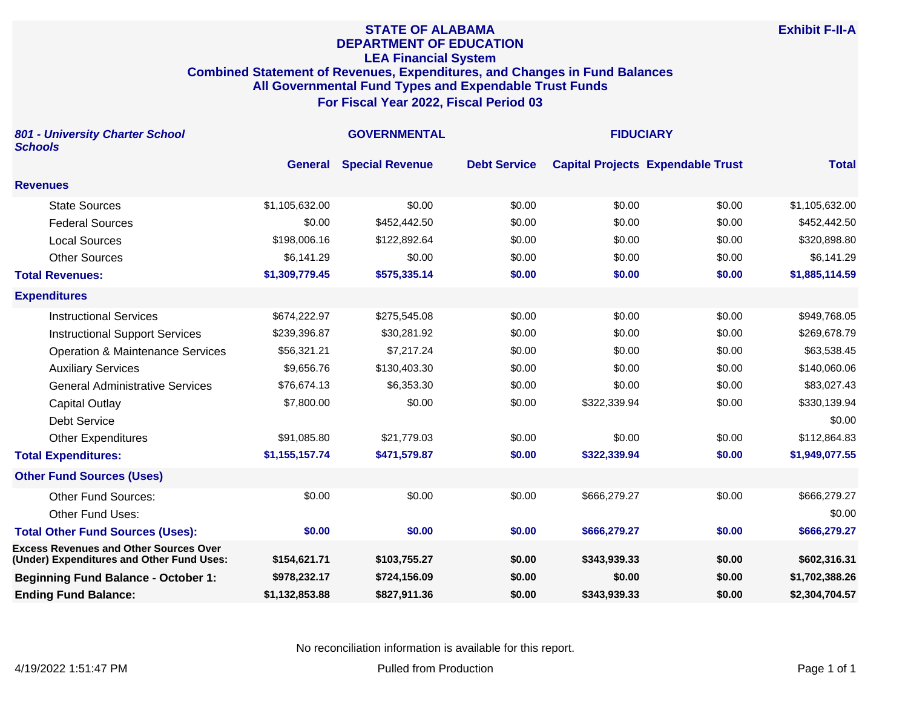**STATE OF ALABAMA**
**DEPARTMENT OF EDUCATION**
**LEA Financial System**
**Combined Statement of Revenues, Expenditures, and Changes in Fund Balances**
**All Governmental Fund Types and Expendable Trust Funds**
**For Fiscal Year 2022, Fiscal Period 03**

**Exhibit F-II-A**

***801 - University Charter School Schools***

| | GOVERNMENTAL | | | | FIDUCIARY | |
|---|---|---|---|---|---|---|
| | **General** | **Special Revenue** | **Debt Service** | **Capital Projects** | **Expendable Trust** | **Total** |
| **Revenues** | | | | | | |
| State Sources | $1,105,632.00 | $0.00 | $0.00 | $0.00 | $0.00 | $1,105,632.00 |
| Federal Sources | $0.00 | $452,442.50 | $0.00 | $0.00 | $0.00 | $452,442.50 |
| Local Sources | $198,006.16 | $122,892.64 | $0.00 | $0.00 | $0.00 | $320,898.80 |
| Other Sources | $6,141.29 | $0.00 | $0.00 | $0.00 | $0.00 | $6,141.29 |
| **Total Revenues:** | **$1,309,779.45** | **$575,335.14** | **$0.00** | **$0.00** | **$0.00** | **$1,885,114.59** |
| **Expenditures** | | | | | | |
| Instructional Services | $674,222.97 | $275,545.08 | $0.00 | $0.00 | $0.00 | $949,768.05 |
| Instructional Support Services | $239,396.87 | $30,281.92 | $0.00 | $0.00 | $0.00 | $269,678.79 |
| Operation & Maintenance Services | $56,321.21 | $7,217.24 | $0.00 | $0.00 | $0.00 | $63,538.45 |
| Auxiliary Services | $9,656.76 | $130,403.30 | $0.00 | $0.00 | $0.00 | $140,060.06 |
| General Administrative Services | $76,674.13 | $6,353.30 | $0.00 | $0.00 | $0.00 | $83,027.43 |
| Capital Outlay | $7,800.00 | $0.00 | $0.00 | $322,339.94 | $0.00 | $330,139.94 |
| Debt Service | | | | | | $0.00 |
| Other Expenditures | $91,085.80 | $21,779.03 | $0.00 | $0.00 | $0.00 | $112,864.83 |
| **Total Expenditures:** | **$1,155,157.74** | **$471,579.87** | **$0.00** | **$322,339.94** | **$0.00** | **$1,949,077.55** |
| **Other Fund Sources (Uses)** | | | | | | |
| Other Fund Sources: | $0.00 | $0.00 | $0.00 | $666,279.27 | $0.00 | $666,279.27 |
| Other Fund Uses: | | | | | | $0.00 |
| **Total Other Fund Sources (Uses):** | **$0.00** | **$0.00** | **$0.00** | **$666,279.27** | **$0.00** | **$666,279.27** |
| **Excess Revenues and Other Sources Over (Under) Expenditures and Other Fund Uses:** | **$154,621.71** | **$103,755.27** | **$0.00** | **$343,939.33** | **$0.00** | **$602,316.31** |
| **Beginning Fund Balance - October 1:** | **$978,232.17** | **$724,156.09** | **$0.00** | **$0.00** | **$0.00** | **$1,702,388.26** |
| **Ending Fund Balance:** | **$1,132,853.88** | **$827,911.36** | **$0.00** | **$343,939.33** | **$0.00** | **$2,304,704.57** |

No reconciliation information is available for this report.

4/19/2022 1:51:47 PM Pulled from Production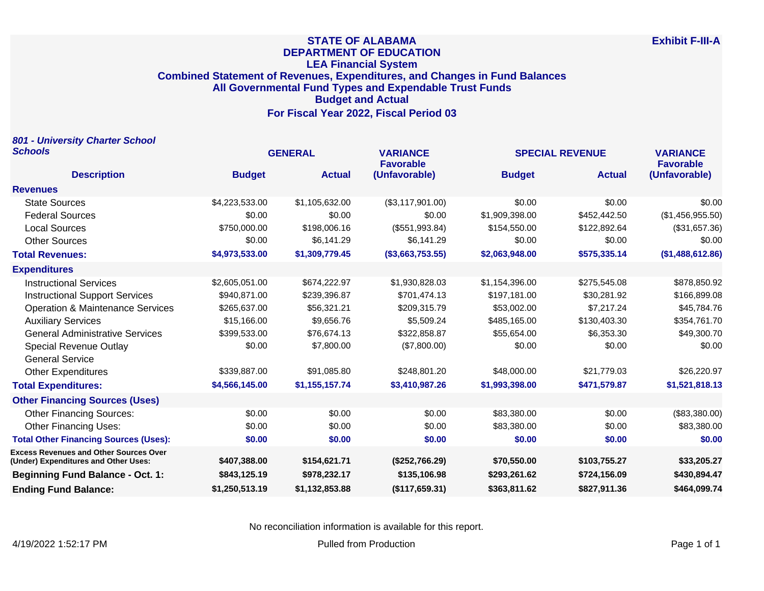**STATE OF ALABAMA**
**DEPARTMENT OF EDUCATION**
**LEA Financial System**
**Combined Statement of Revenues, Expenditures, and Changes in Fund Balances**
**All Governmental Fund Types and Expendable Trust Funds**
**Budget and Actual**
**For Fiscal Year 2022, Fiscal Period 03**

**Exhibit F-III-A**

***801 - University Charter School Schools***

| Description | GENERAL Budget | GENERAL Actual | VARIANCE Favorable (Unfavorable) | SPECIAL REVENUE Budget | SPECIAL REVENUE Actual | VARIANCE Favorable (Unfavorable) |
|---|---|---|---|---|---|---|
| **Revenues** | | | | | | |
| State Sources | $4,223,533.00 | $1,105,632.00 | ($3,117,901.00) | $0.00 | $0.00 | $0.00 |
| Federal Sources | $0.00 | $0.00 | $0.00 | $1,909,398.00 | $452,442.50 | ($1,456,955.50) |
| Local Sources | $750,000.00 | $198,006.16 | ($551,993.84) | $154,550.00 | $122,892.64 | ($31,657.36) |
| Other Sources | $0.00 | $6,141.29 | $6,141.29 | $0.00 | $0.00 | $0.00 |
| **Total Revenues:** | **$4,973,533.00** | **$1,309,779.45** | **($3,663,753.55)** | **$2,063,948.00** | **$575,335.14** | **($1,488,612.86)** |
| **Expenditures** | | | | | | |
| Instructional Services | $2,605,051.00 | $674,222.97 | $1,930,828.03 | $1,154,396.00 | $275,545.08 | $878,850.92 |
| Instructional Support Services | $940,871.00 | $239,396.87 | $701,474.13 | $197,181.00 | $30,281.92 | $166,899.08 |
| Operation & Maintenance Services | $265,637.00 | $56,321.21 | $209,315.79 | $53,002.00 | $7,217.24 | $45,784.76 |
| Auxiliary Services | $15,166.00 | $9,656.76 | $5,509.24 | $485,165.00 | $130,403.30 | $354,761.70 |
| General Administrative Services | $399,533.00 | $76,674.13 | $322,858.87 | $55,654.00 | $6,353.30 | $49,300.70 |
| Special Revenue Outlay | $0.00 | $7,800.00 | ($7,800.00) | $0.00 | $0.00 | $0.00 |
| General Service | | | | | | |
| Other Expenditures | $339,887.00 | $91,085.80 | $248,801.20 | $48,000.00 | $21,779.03 | $26,220.97 |
| **Total Expenditures:** | **$4,566,145.00** | **$1,155,157.74** | **$3,410,987.26** | **$1,993,398.00** | **$471,579.87** | **$1,521,818.13** |
| **Other Financing Sources (Uses)** | | | | | | |
| Other Financing Sources: | $0.00 | $0.00 | $0.00 | $83,380.00 | $0.00 | ($83,380.00) |
| Other Financing Uses: | $0.00 | $0.00 | $0.00 | $83,380.00 | $0.00 | $83,380.00 |
| **Total Other Financing Sources (Uses):** | **$0.00** | **$0.00** | **$0.00** | **$0.00** | **$0.00** | **$0.00** |
| **Excess Revenues and Other Sources Over (Under) Expenditures and Other Uses:** | **$407,388.00** | **$154,621.71** | **($252,766.29)** | **$70,550.00** | **$103,755.27** | **$33,205.27** |
| **Beginning Fund Balance - Oct. 1:** | **$843,125.19** | **$978,232.17** | **$135,106.98** | **$293,261.62** | **$724,156.09** | **$430,894.47** |
| **Ending Fund Balance:** | **$1,250,513.19** | **$1,132,853.88** | **($117,659.31)** | **$363,811.62** | **$827,911.36** | **$464,099.74** |

No reconciliation information is available for this report.

4/19/2022 1:52:17 PM — Pulled from Production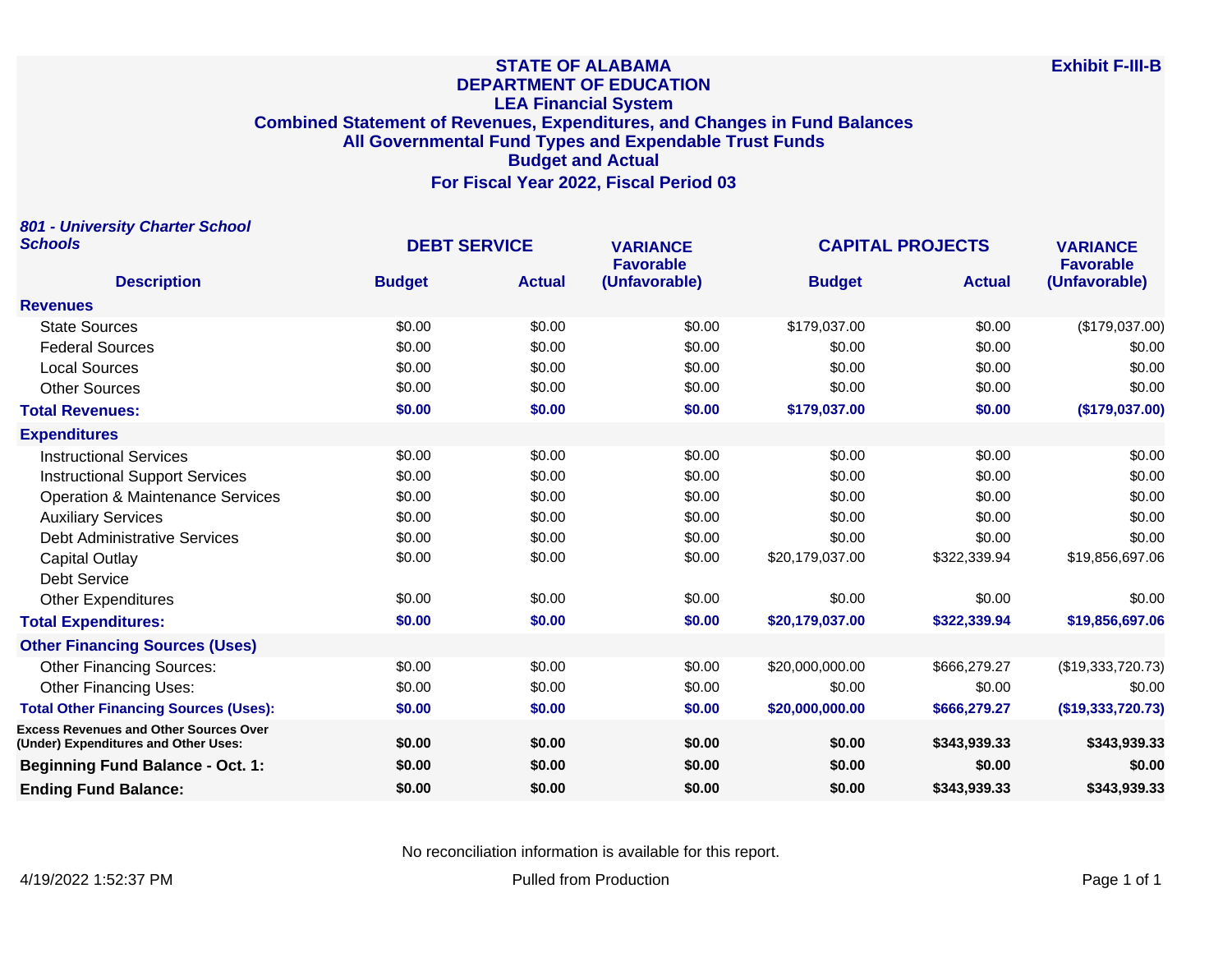# STATE OF ALABAMA
# DEPARTMENT OF EDUCATION
## LEA Financial System
## Combined Statement of Revenues, Expenditures, and Changes in Fund Balances
## All Governmental Fund Types and Expendable Trust Funds
## Budget and Actual
## For Fiscal Year 2022, Fiscal Period 03

**Exhibit F-III-B**

***801 - University Charter School Schools***

| Description | DEBT SERVICE Budget | DEBT SERVICE Actual | VARIANCE Favorable (Unfavorable) | CAPITAL PROJECTS Budget | CAPITAL PROJECTS Actual | VARIANCE Favorable (Unfavorable) |
|---|---|---|---|---|---|---|
| **Revenues** | | | | | | |
| State Sources | $0.00 | $0.00 | $0.00 | $179,037.00 | $0.00 | ($179,037.00) |
| Federal Sources | $0.00 | $0.00 | $0.00 | $0.00 | $0.00 | $0.00 |
| Local Sources | $0.00 | $0.00 | $0.00 | $0.00 | $0.00 | $0.00 |
| Other Sources | $0.00 | $0.00 | $0.00 | $0.00 | $0.00 | $0.00 |
| **Total Revenues:** | **$0.00** | **$0.00** | **$0.00** | **$179,037.00** | **$0.00** | **($179,037.00)** |
| **Expenditures** | | | | | | |
| Instructional Services | $0.00 | $0.00 | $0.00 | $0.00 | $0.00 | $0.00 |
| Instructional Support Services | $0.00 | $0.00 | $0.00 | $0.00 | $0.00 | $0.00 |
| Operation & Maintenance Services | $0.00 | $0.00 | $0.00 | $0.00 | $0.00 | $0.00 |
| Auxiliary Services | $0.00 | $0.00 | $0.00 | $0.00 | $0.00 | $0.00 |
| Debt Administrative Services | $0.00 | $0.00 | $0.00 | $0.00 | $0.00 | $0.00 |
| Capital Outlay | $0.00 | $0.00 | $0.00 | $20,179,037.00 | $322,339.94 | $19,856,697.06 |
| Debt Service | | | | | | |
| Other Expenditures | $0.00 | $0.00 | $0.00 | $0.00 | $0.00 | $0.00 |
| **Total Expenditures:** | **$0.00** | **$0.00** | **$0.00** | **$20,179,037.00** | **$322,339.94** | **$19,856,697.06** |
| **Other Financing Sources (Uses)** | | | | | | |
| Other Financing Sources: | $0.00 | $0.00 | $0.00 | $20,000,000.00 | $666,279.27 | ($19,333,720.73) |
| Other Financing Uses: | $0.00 | $0.00 | $0.00 | $0.00 | $0.00 | $0.00 |
| **Total Other Financing Sources (Uses):** | **$0.00** | **$0.00** | **$0.00** | **$20,000,000.00** | **$666,279.27** | **($19,333,720.73)** |
| **Excess Revenues and Other Sources Over (Under) Expenditures and Other Uses:** | **$0.00** | **$0.00** | **$0.00** | **$0.00** | **$343,939.33** | **$343,939.33** |
| **Beginning Fund Balance - Oct. 1:** | **$0.00** | **$0.00** | **$0.00** | **$0.00** | **$0.00** | **$0.00** |
| **Ending Fund Balance:** | **$0.00** | **$0.00** | **$0.00** | **$0.00** | **$343,939.33** | **$343,939.33** |

No reconciliation information is available for this report.

4/19/2022 1:52:37 PM — Pulled from Production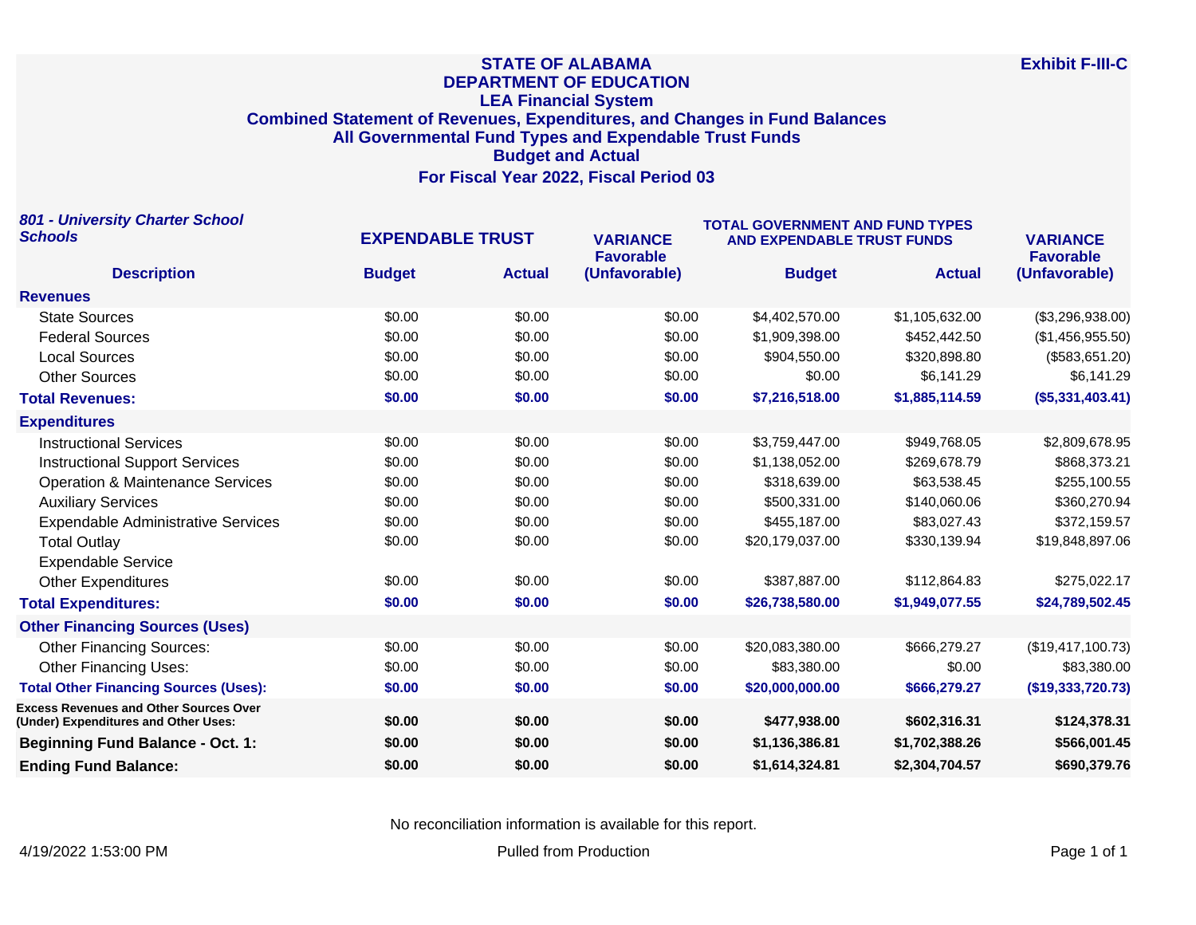# STATE OF ALABAMA
## DEPARTMENT OF EDUCATION
## LEA Financial System
## Combined Statement of Revenues, Expenditures, and Changes in Fund Balances
## All Governmental Fund Types and Expendable Trust Funds
## Budget and Actual
## For Fiscal Year 2022, Fiscal Period 03

**Exhibit F-III-C**

***801 - University Charter School Schools***

| Description | EXPENDABLE TRUST | | VARIANCE | TOTAL GOVERNMENT AND FUND TYPES AND EXPENDABLE TRUST FUNDS | | VARIANCE |
|---|---|---|---|---|---|---|
| | Budget | Actual | Favorable (Unfavorable) | Budget | Actual | Favorable (Unfavorable) |
| **Revenues** | | | | | | |
| State Sources | $0.00 | $0.00 | $0.00 | $4,402,570.00 | $1,105,632.00 | ($3,296,938.00) |
| Federal Sources | $0.00 | $0.00 | $0.00 | $1,909,398.00 | $452,442.50 | ($1,456,955.50) |
| Local Sources | $0.00 | $0.00 | $0.00 | $904,550.00 | $320,898.80 | ($583,651.20) |
| Other Sources | $0.00 | $0.00 | $0.00 | $0.00 | $6,141.29 | $6,141.29 |
| **Total Revenues:** | **$0.00** | **$0.00** | **$0.00** | **$7,216,518.00** | **$1,885,114.59** | **($5,331,403.41)** |
| **Expenditures** | | | | | | |
| Instructional Services | $0.00 | $0.00 | $0.00 | $3,759,447.00 | $949,768.05 | $2,809,678.95 |
| Instructional Support Services | $0.00 | $0.00 | $0.00 | $1,138,052.00 | $269,678.79 | $868,373.21 |
| Operation & Maintenance Services | $0.00 | $0.00 | $0.00 | $318,639.00 | $63,538.45 | $255,100.55 |
| Auxiliary Services | $0.00 | $0.00 | $0.00 | $500,331.00 | $140,060.06 | $360,270.94 |
| Expendable Administrative Services | $0.00 | $0.00 | $0.00 | $455,187.00 | $83,027.43 | $372,159.57 |
| Total Outlay | $0.00 | $0.00 | $0.00 | $20,179,037.00 | $330,139.94 | $19,848,897.06 |
| Expendable Service | | | | | | |
| Other Expenditures | $0.00 | $0.00 | $0.00 | $387,887.00 | $112,864.83 | $275,022.17 |
| **Total Expenditures:** | **$0.00** | **$0.00** | **$0.00** | **$26,738,580.00** | **$1,949,077.55** | **$24,789,502.45** |
| **Other Financing Sources (Uses)** | | | | | | |
| Other Financing Sources: | $0.00 | $0.00 | $0.00 | $20,083,380.00 | $666,279.27 | ($19,417,100.73) |
| Other Financing Uses: | $0.00 | $0.00 | $0.00 | $83,380.00 | $0.00 | $83,380.00 |
| **Total Other Financing Sources (Uses):** | **$0.00** | **$0.00** | **$0.00** | **$20,000,000.00** | **$666,279.27** | **($19,333,720.73)** |
| **Excess Revenues and Other Sources Over (Under) Expenditures and Other Uses:** | **$0.00** | **$0.00** | **$0.00** | **$477,938.00** | **$602,316.31** | **$124,378.31** |
| **Beginning Fund Balance - Oct. 1:** | **$0.00** | **$0.00** | **$0.00** | **$1,136,386.81** | **$1,702,388.26** | **$566,001.45** |
| **Ending Fund Balance:** | **$0.00** | **$0.00** | **$0.00** | **$1,614,324.81** | **$2,304,704.57** | **$690,379.76** |

No reconciliation information is available for this report.

4/19/2022 1:53:00 PM    Pulled from Production